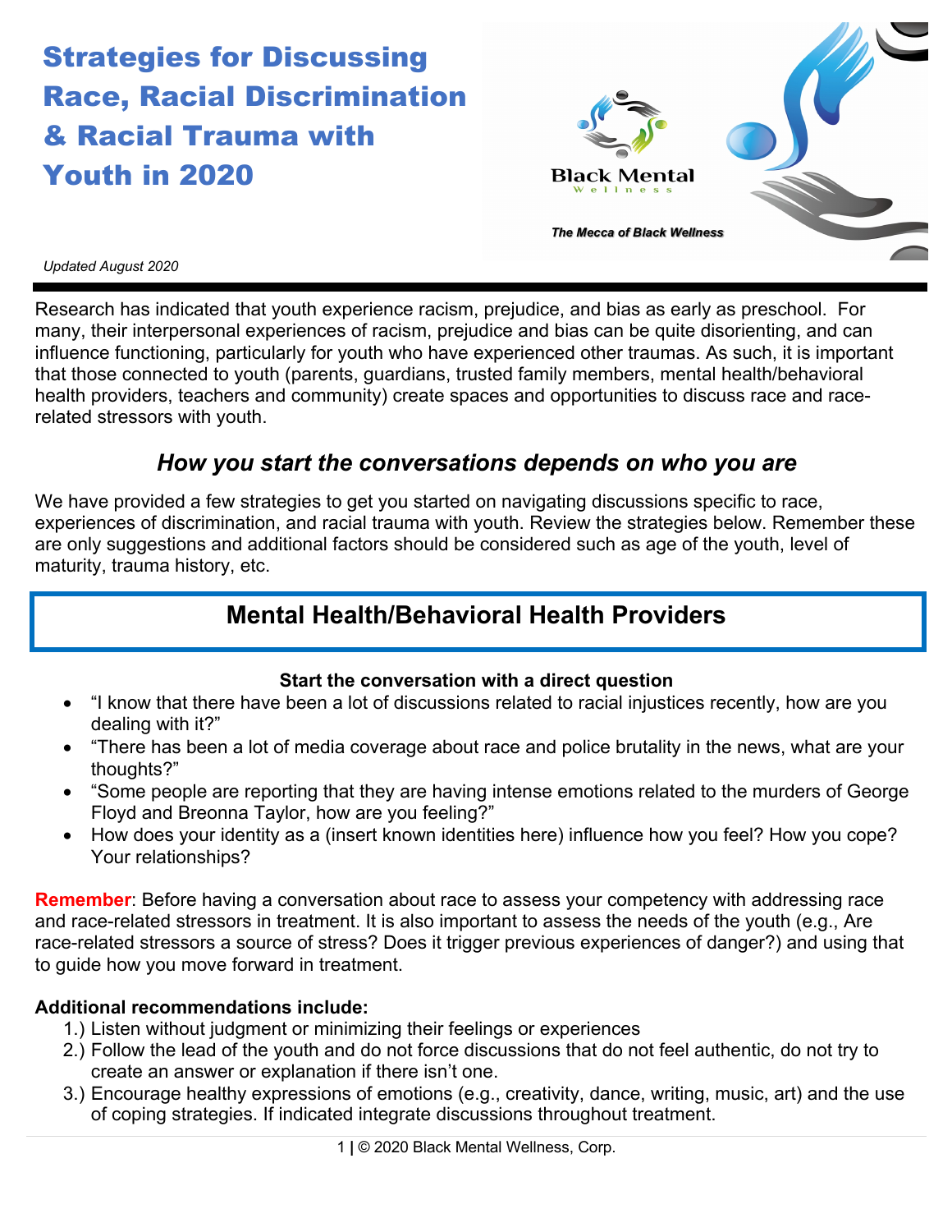# Strategies for Discussing Race, Racial Discrimination & Racial Trauma with Youth in 2020

Black Mental Wellness

*The Mecca of Black Wellness*

*Updated August 2020*

Research has indicated that youth experience racism, prejudice, and bias as early as preschool. For many, their interpersonal experiences of racism, prejudice and bias can be quite disorienting, and can influence functioning, particularly for youth who have experienced other traumas. As such, it is important that those connected to youth (parents, guardians, trusted family members, mental health/behavioral health providers, teachers and community) create spaces and opportunities to discuss race and race-related stressors with youth.

## *How you start the conversations depends on who you are*

We have provided a few strategies to get you started on navigating discussions specific to race, experiences of discrimination, and racial trauma with youth. Review the strategies below. Remember these are only suggestions and additional factors should be considered such as age of the youth, level of maturity, trauma history, etc.

## Mental Health/Behavioral Health Providers

**Start the conversation with a direct question**

- "I know that there have been a lot of discussions related to racial injustices recently, how are you dealing with it?"
- "There has been a lot of media coverage about race and police brutality in the news, what are your thoughts?"
- "Some people are reporting that they are having intense emotions related to the murders of George Floyd and Breonna Taylor, how are you feeling?"
- How does your identity as a (insert known identities here) influence how you feel? How you cope? Your relationships?

**Remember**: Before having a conversation about race to assess your competency with addressing race and race-related stressors in treatment. It is also important to assess the needs of the youth (e.g., Are race-related stressors a source of stress? Does it trigger previous experiences of danger?) and using that to guide how you move forward in treatment.

**Additional recommendations include:**

1.) Listen without judgment or minimizing their feelings or experiences
2.) Follow the lead of the youth and do not force discussions that do not feel authentic, do not try to create an answer or explanation if there isn't one.
3.) Encourage healthy expressions of emotions (e.g., creativity, dance, writing, music, art) and the use of coping strategies. If indicated integrate discussions throughout treatment.

© 2020 Black Mental Wellness, Corp.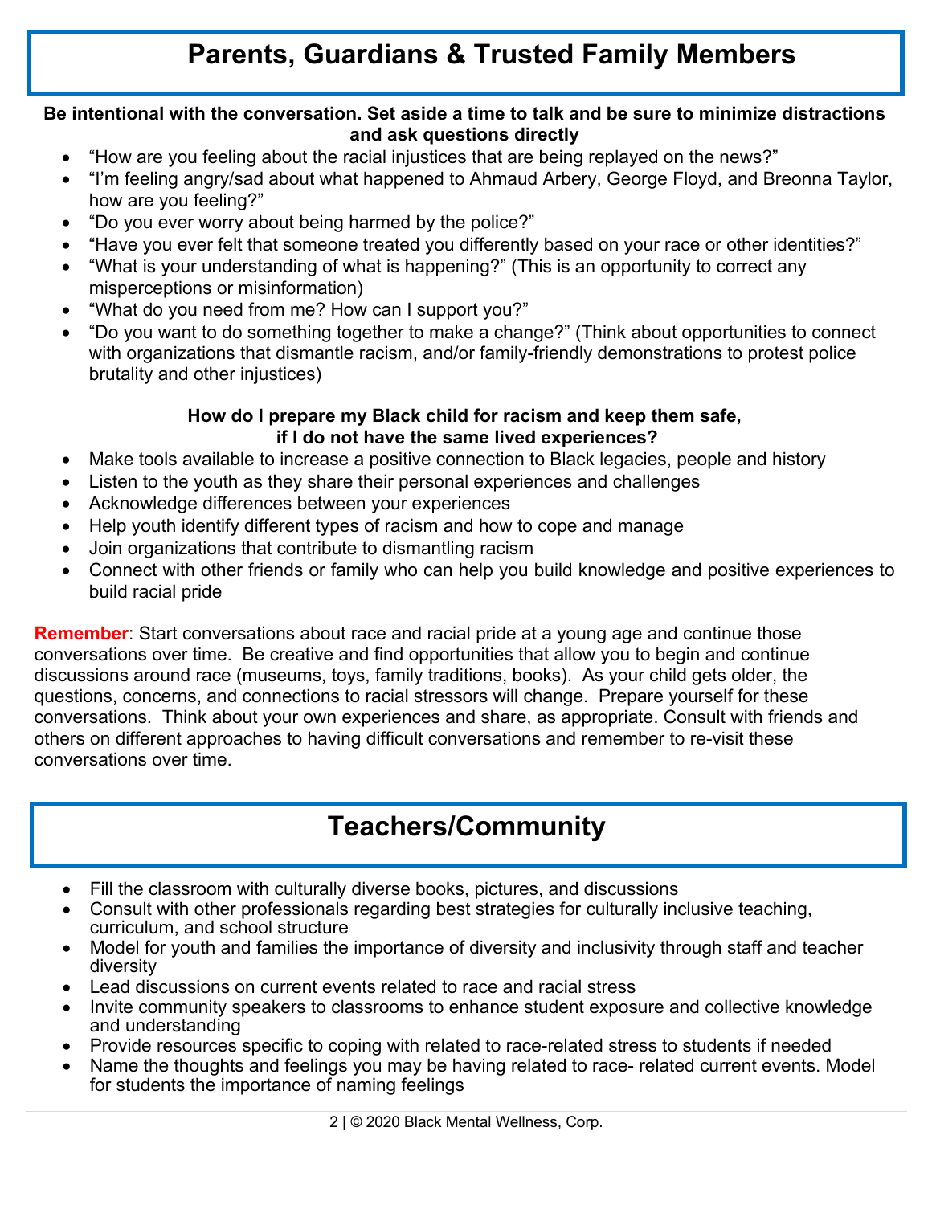# Parents, Guardians & Trusted Family Members

**Be intentional with the conversation. Set aside a time to talk and be sure to minimize distractions and ask questions directly**

- "How are you feeling about the racial injustices that are being replayed on the news?"
- "I'm feeling angry/sad about what happened to Ahmaud Arbery, George Floyd, and Breonna Taylor, how are you feeling?"
- "Do you ever worry about being harmed by the police?"
- "Have you ever felt that someone treated you differently based on your race or other identities?"
- "What is your understanding of what is happening?" (This is an opportunity to correct any misperceptions or misinformation)
- "What do you need from me? How can I support you?"
- "Do you want to do something together to make a change?" (Think about opportunities to connect with organizations that dismantle racism, and/or family-friendly demonstrations to protest police brutality and other injustices)

**How do I prepare my Black child for racism and keep them safe, if I do not have the same lived experiences?**

- Make tools available to increase a positive connection to Black legacies, people and history
- Listen to the youth as they share their personal experiences and challenges
- Acknowledge differences between your experiences
- Help youth identify different types of racism and how to cope and manage
- Join organizations that contribute to dismantling racism
- Connect with other friends or family who can help you build knowledge and positive experiences to build racial pride

**Remember**: Start conversations about race and racial pride at a young age and continue those conversations over time. Be creative and find opportunities that allow you to begin and continue discussions around race (museums, toys, family traditions, books). As your child gets older, the questions, concerns, and connections to racial stressors will change. Prepare yourself for these conversations. Think about your own experiences and share, as appropriate. Consult with friends and others on different approaches to having difficult conversations and remember to re-visit these conversations over time.

# Teachers/Community

- Fill the classroom with culturally diverse books, pictures, and discussions
- Consult with other professionals regarding best strategies for culturally inclusive teaching, curriculum, and school structure
- Model for youth and families the importance of diversity and inclusivity through staff and teacher diversity
- Lead discussions on current events related to race and racial stress
- Invite community speakers to classrooms to enhance student exposure and collective knowledge and understanding
- Provide resources specific to coping with related to race-related stress to students if needed
- Name the thoughts and feelings you may be having related to race- related current events. Model for students the importance of naming feelings

© 2020 Black Mental Wellness, Corp.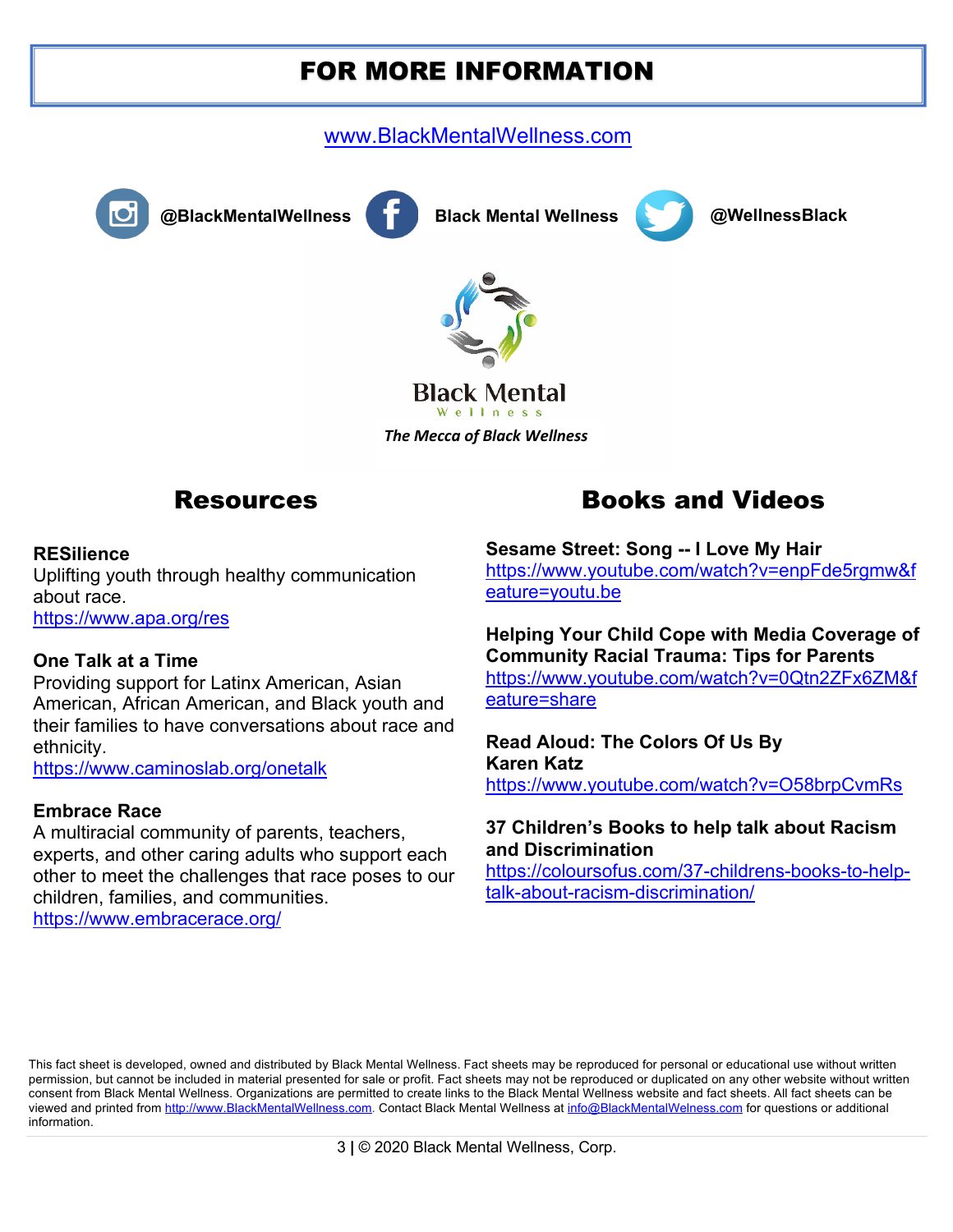# FOR MORE INFORMATION

www.BlackMentalWellness.com

@BlackMentalWellness Black Mental Wellness @WellnessBlack

Black Mental
Wellness
*The Mecca of Black Wellness*

## Resources

**RESilience**
Uplifting youth through healthy communication about race.
https://www.apa.org/res

**One Talk at a Time**
Providing support for Latinx American, Asian American, African American, and Black youth and their families to have conversations about race and ethnicity.
https://www.caminoslab.org/onetalk

**Embrace Race**
A multiracial community of parents, teachers, experts, and other caring adults who support each other to meet the challenges that race poses to our children, families, and communities.
https://www.embracerace.org/

## Books and Videos

**Sesame Street: Song -- I Love My Hair**
https://www.youtube.com/watch?v=enpFde5rgmw&feature=youtu.be

**Helping Your Child Cope with Media Coverage of Community Racial Trauma: Tips for Parents**
https://www.youtube.com/watch?v=0Qtn2ZFx6ZM&feature=share

**Read Aloud: The Colors Of Us By Karen Katz**
https://www.youtube.com/watch?v=O58brpCvmRs

**37 Children's Books to help talk about Racism and Discrimination**
https://coloursofus.com/37-childrens-books-to-help-talk-about-racism-discrimination/

This fact sheet is developed, owned and distributed by Black Mental Wellness. Fact sheets may be reproduced for personal or educational use without written permission, but cannot be included in material presented for sale or profit. Fact sheets may not be reproduced or duplicated on any other website without written consent from Black Mental Wellness. Organizations are permitted to create links to the Black Mental Wellness website and fact sheets. All fact sheets can be viewed and printed from http://www.BlackMentalWellness.com. Contact Black Mental Wellness at info@BlackMentalWelness.com for questions or additional information.

© 2020 Black Mental Wellness, Corp.